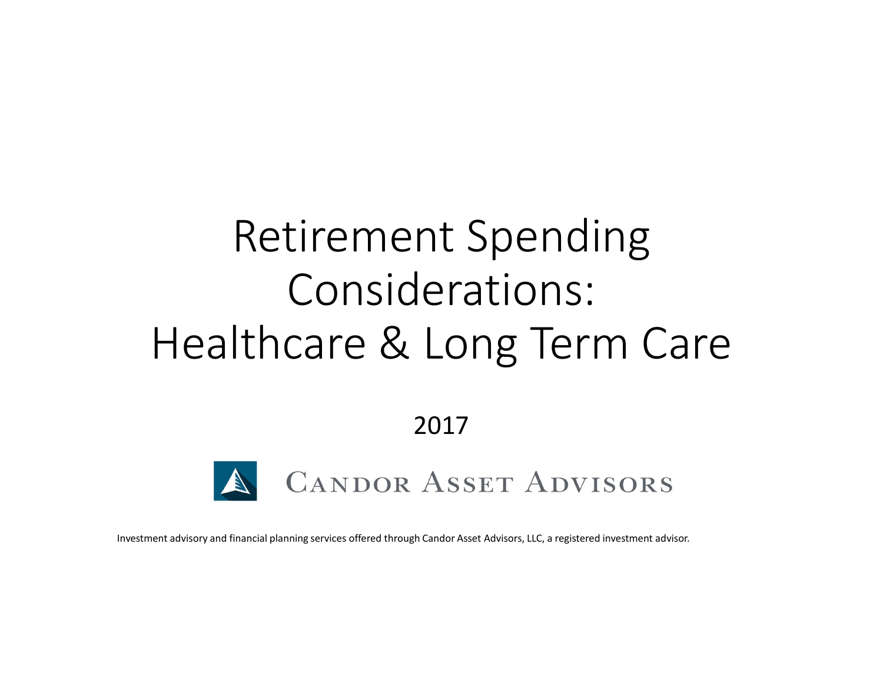# Retirement Spending Considerations: Healthcare & Long Term Care

2017

CANDOR ASSET ADVISORS

Investment advisory and financial planning services offered through Candor Asset Advisors, LLC, a registered investment advisor.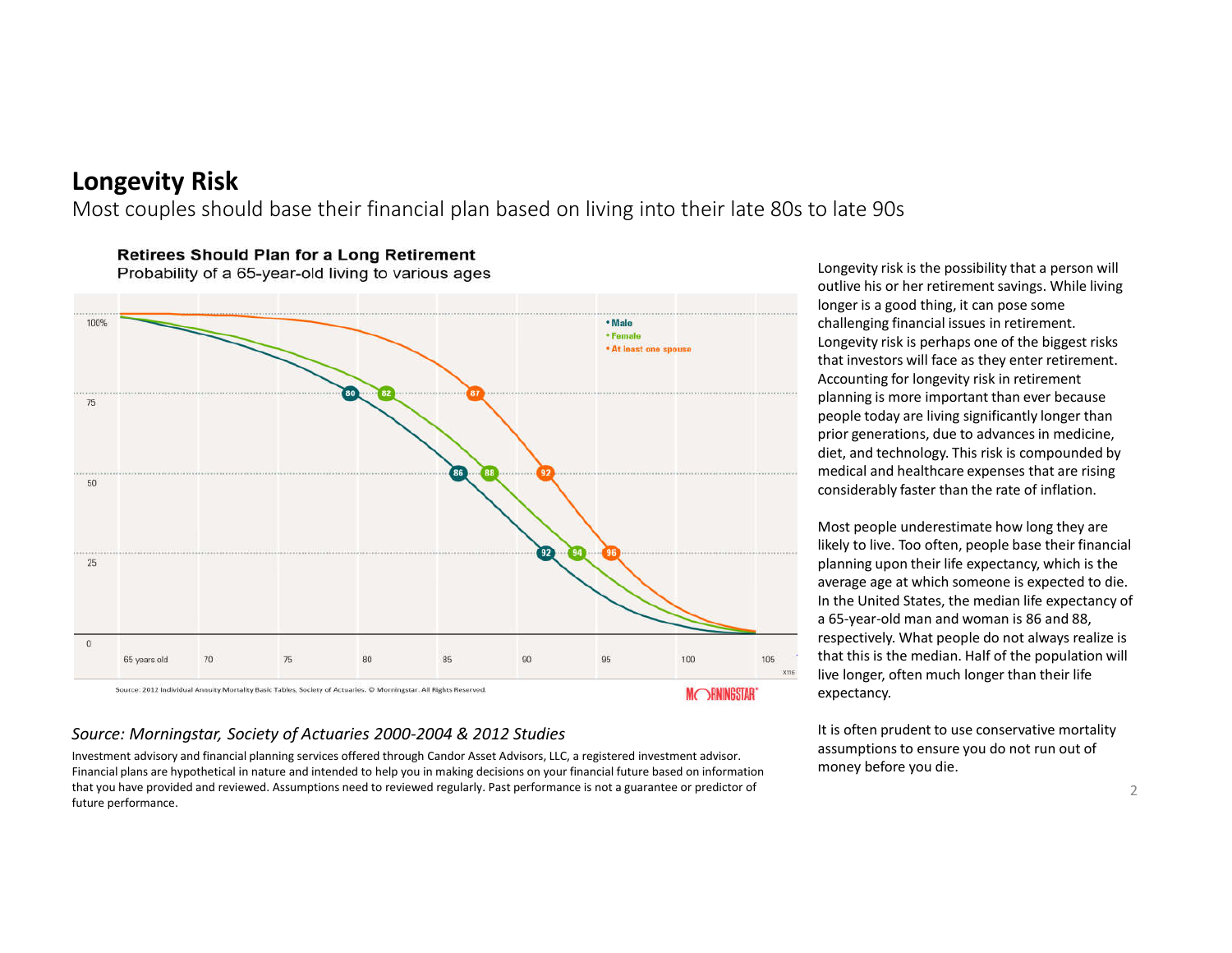# Longevity Risk

Most couples should base their financial plan based on living into their late 80s to late 90s

**Retirees Should Plan for a Long Retirement**
Probability of a 65-year-old living to various ages

• Male
• Female
• At least one spouse

| Probability | Male | Female | At least one spouse |
| --- | --- | --- | --- |
| 75 | 80 | 82 | 87 |
| 50 | 86 | 88 | 92 |
| 25 | 92 | 94 | 96 |

Source: 2012 Individual Annuity Mortality Basic Tables, Society of Actuaries. © Morningstar. All Rights Reserved.

MORNINGSTAR

*Source: Morningstar, Society of Actuaries 2000-2004 & 2012 Studies*

Investment advisory and financial planning services offered through Candor Asset Advisors, LLC, a registered investment advisor. Financial plans are hypothetical in nature and intended to help you in making decisions on your financial future based on information that you have provided and reviewed. Assumptions need to reviewed regularly. Past performance is not a guarantee or predictor of future performance.

Longevity risk is the possibility that a person will outlive his or her retirement savings. While living longer is a good thing, it can pose some challenging financial issues in retirement. Longevity risk is perhaps one of the biggest risks that investors will face as they enter retirement. Accounting for longevity risk in retirement planning is more important than ever because people today are living significantly longer than prior generations, due to advances in medicine, diet, and technology. This risk is compounded by medical and healthcare expenses that are rising considerably faster than the rate of inflation.

Most people underestimate how long they are likely to live. Too often, people base their financial planning upon their life expectancy, which is the average age at which someone is expected to die. In the United States, the median life expectancy of a 65-year-old man and woman is 86 and 88, respectively. What people do not always realize is that this is the median. Half of the population will live longer, often much longer than their life expectancy.

It is often prudent to use conservative mortality assumptions to ensure you do not run out of money before you die.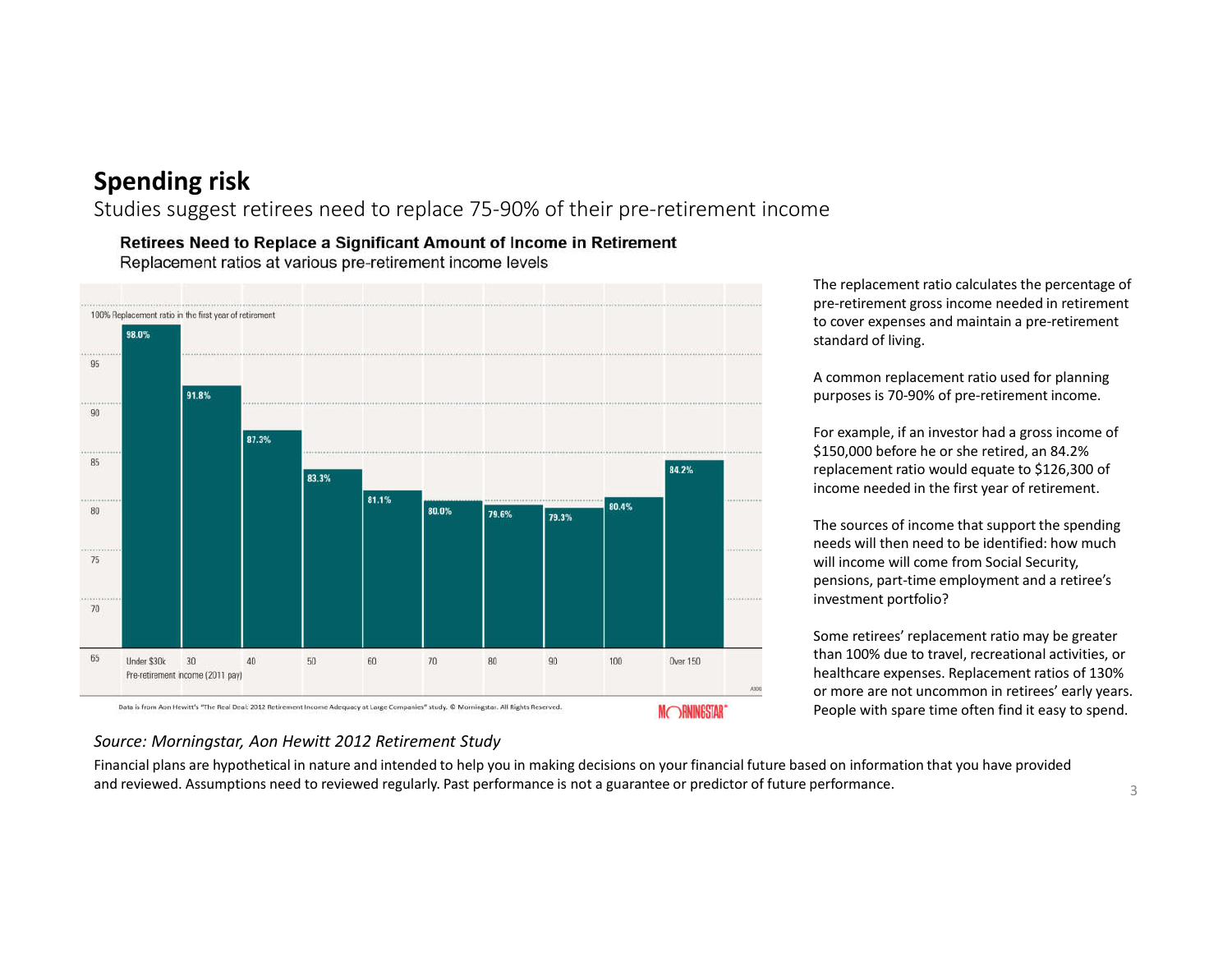# Spending risk

Studies suggest retirees need to replace 75-90% of their pre-retirement income

**Retirees Need to Replace a Significant Amount of Income in Retirement**

Replacement ratios at various pre-retirement income levels

| Pre-retirement income (2011 pay) | Replacement ratio in the first year of retirement |
|---|---|
| Under $30k | 98.0% |
| 30 | 91.8% |
| 40 | 87.3% |
| 50 | 83.3% |
| 60 | 81.1% |
| 70 | 80.0% |
| 80 | 79.6% |
| 90 | 79.3% |
| 100 | 80.4% |
| Over 150 | 84.2% |

Data is from Aon Hewitt's "The Real Deal: 2012 Retirement Income Adequacy at Large Companies" study. © Morningstar. All Rights Reserved.

The replacement ratio calculates the percentage of pre-retirement gross income needed in retirement to cover expenses and maintain a pre-retirement standard of living.

A common replacement ratio used for planning purposes is 70-90% of pre-retirement income.

For example, if an investor had a gross income of $150,000 before he or she retired, an 84.2% replacement ratio would equate to $126,300 of income needed in the first year of retirement.

The sources of income that support the spending needs will then need to be identified: how much will income will come from Social Security, pensions, part-time employment and a retiree's investment portfolio?

Some retirees' replacement ratio may be greater than 100% due to travel, recreational activities, or healthcare expenses. Replacement ratios of 130% or more are not uncommon in retirees' early years. People with spare time often find it easy to spend.

*Source: Morningstar, Aon Hewitt 2012 Retirement Study*

Financial plans are hypothetical in nature and intended to help you in making decisions on your financial future based on information that you have provided and reviewed. Assumptions need to reviewed regularly. Past performance is not a guarantee or predictor of future performance.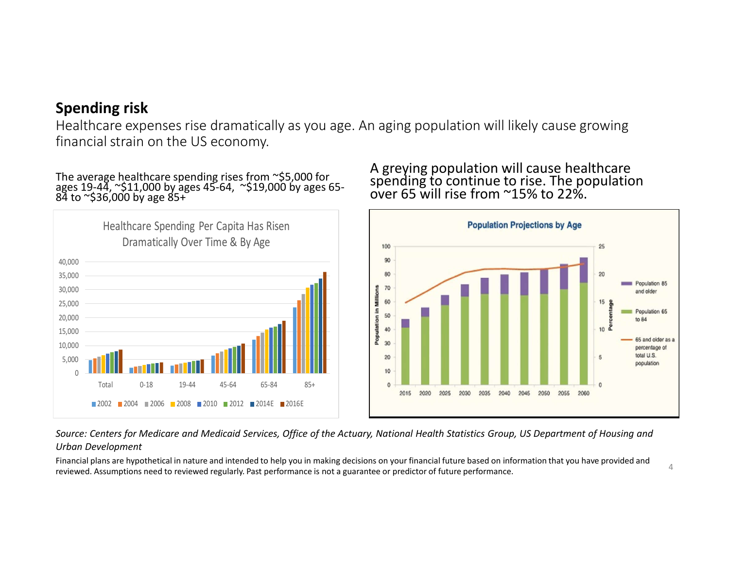## Spending risk

Healthcare expenses rise dramatically as you age. An aging population will likely cause growing financial strain on the US economy.

The average healthcare spending rises from ~$5,000 for ages 19-44, ~$11,000 by ages 45-64, ~$19,000 by ages 65-84 to ~$36,000 by age 85+

Healthcare Spending Per Capita Has Risen Dramatically Over Time & By Age

A greying population will cause healthcare spending to continue to rise. The population over 65 will rise from ~15% to 22%.

Population Projections by Age

*Source: Centers for Medicare and Medicaid Services, Office of the Actuary, National Health Statistics Group, US Department of Housing and Urban Development*

Financial plans are hypothetical in nature and intended to help you in making decisions on your financial future based on information that you have provided and reviewed. Assumptions need to reviewed regularly. Past performance is not a guarantee or predictor of future performance.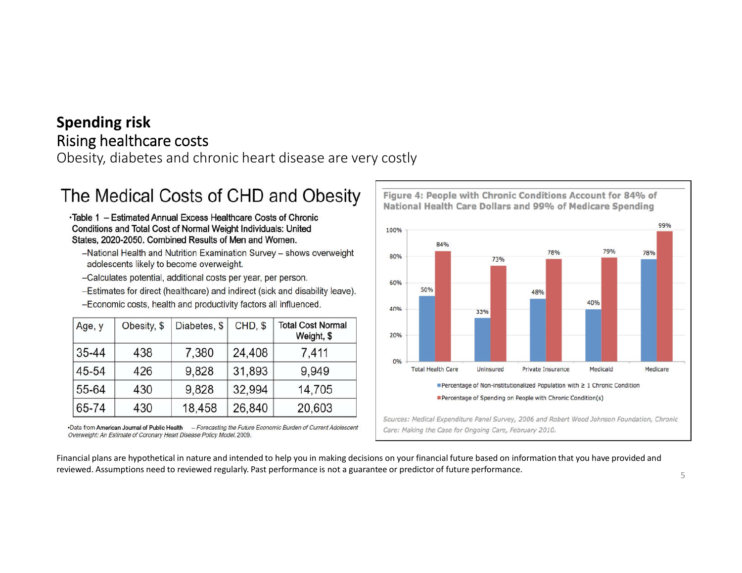# Spending risk

## Rising healthcare costs

Obesity, diabetes and chronic heart disease are very costly

### The Medical Costs of CHD and Obesity

- Table 1 – Estimated Annual Excess Healthcare Costs of Chronic Conditions and Total Cost of Normal Weight Individuals: United States, 2020-2050. Combined Results of Men and Women.
  - National Health and Nutrition Examination Survey – shows overweight adolescents likely to become overweight.
  - Calculates potential, additional costs per year, per person.
  - Estimates for direct (healthcare) and indirect (sick and disability leave).
  - Economic costs, health and productivity factors all influenced.

| Age, y | Obesity, $ | Diabetes, $ | CHD, $ | Total Cost Normal Weight, $ |
|---|---|---|---|---|
| 35-44 | 438 | 7,380 | 24,408 | 7,411 |
| 45-54 | 426 | 9,828 | 31,893 | 9,949 |
| 55-64 | 430 | 9,828 | 32,994 | 14,705 |
| 65-74 | 430 | 18,458 | 26,840 | 20,603 |

- Data from **American Journal of Public Health** – *Forecasting the Future Economic Burden of Current Adolescent Overweight: An Estimate of Coronary Heart Disease Policy Model.* 2009.

**Figure 4: People with Chronic Conditions Account for 84% of National Health Care Dollars and 99% of Medicare Spending**

| | Percentage of Non-institutionalized Population with ≥ 1 Chronic Condition | Percentage of Spending on People with Chronic Condition(s) |
|---|---|---|
| Total Health Care | 50% | 84% |
| Uninsured | 33% | 73% |
| Private Insurance | 48% | 78% |
| Medicaid | 40% | 79% |
| Medicare | 78% | 99% |

*Sources: Medical Expenditure Panel Survey, 2006 and Robert Wood Johnson Foundation, Chronic Care: Making the Case for Ongoing Care, February 2010.*

Financial plans are hypothetical in nature and intended to help you in making decisions on your financial future based on information that you have provided and reviewed. Assumptions need to reviewed regularly. Past performance is not a guarantee or predictor of future performance.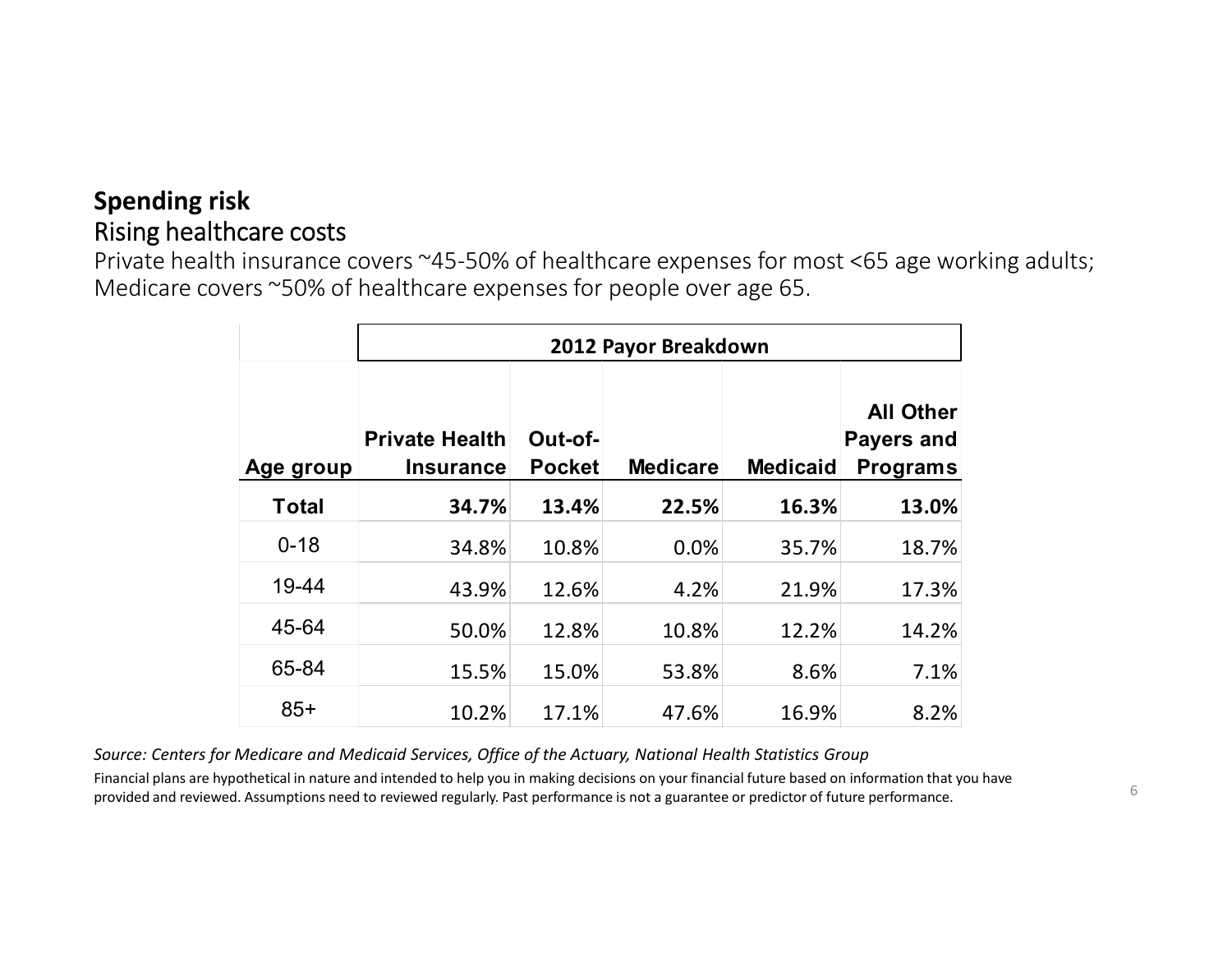**Spending risk**

## Rising healthcare costs

Private health insurance covers ~45-50% of healthcare expenses for most <65 age working adults; Medicare covers ~50% of healthcare expenses for people over age 65.

| | 2012 Payor Breakdown | | | | |
|---|---|---|---|---|---|
| **Age group** | **Private Health Insurance** | **Out-of-Pocket** | **Medicare** | **Medicaid** | **All Other Payers and Programs** |
| **Total** | **34.7%** | **13.4%** | **22.5%** | **16.3%** | **13.0%** |
| 0-18 | 34.8% | 10.8% | 0.0% | 35.7% | 18.7% |
| 19-44 | 43.9% | 12.6% | 4.2% | 21.9% | 17.3% |
| 45-64 | 50.0% | 12.8% | 10.8% | 12.2% | 14.2% |
| 65-84 | 15.5% | 15.0% | 53.8% | 8.6% | 7.1% |
| 85+ | 10.2% | 17.1% | 47.6% | 16.9% | 8.2% |

*Source: Centers for Medicare and Medicaid Services, Office of the Actuary, National Health Statistics Group*

Financial plans are hypothetical in nature and intended to help you in making decisions on your financial future based on information that you have provided and reviewed. Assumptions need to reviewed regularly. Past performance is not a guarantee or predictor of future performance.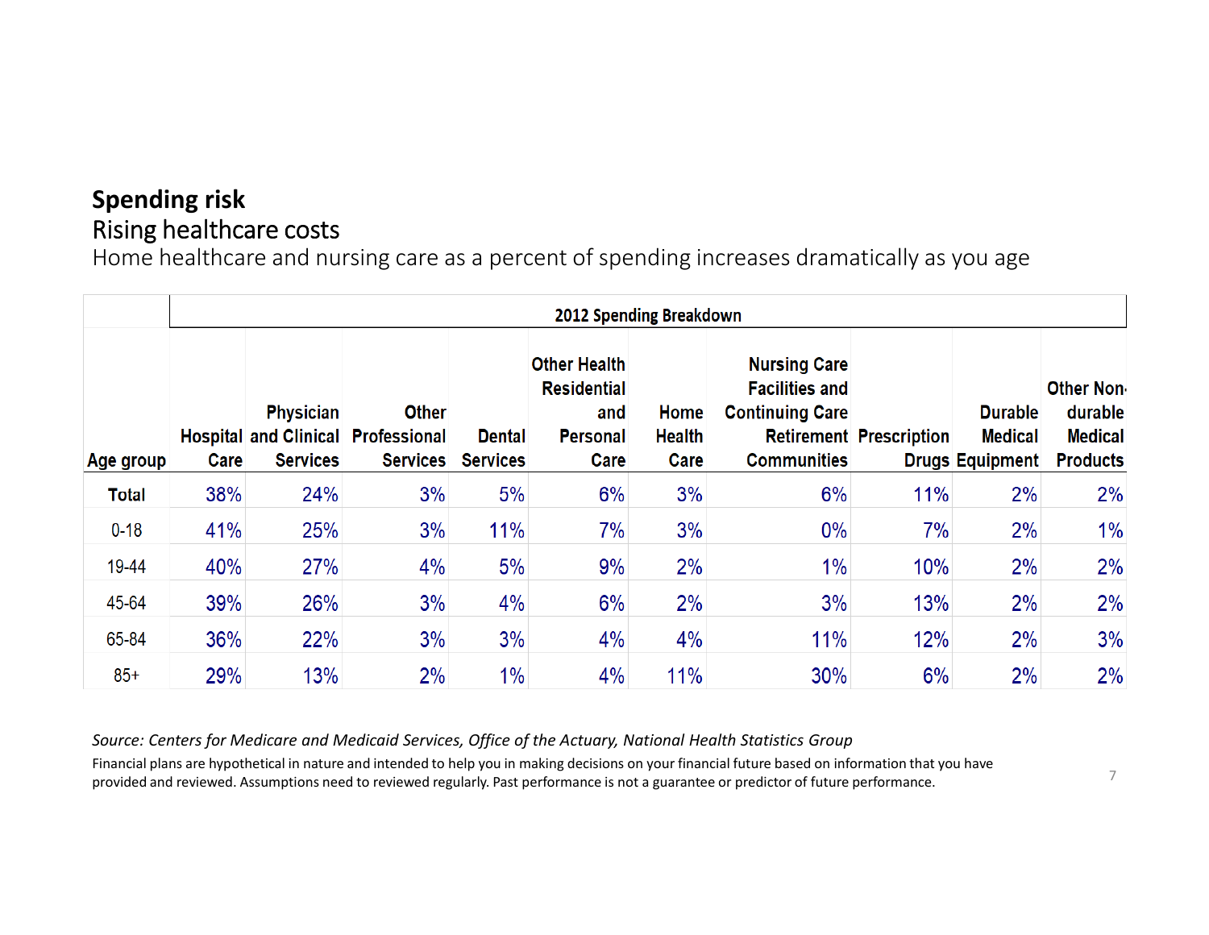# Spending risk

## Rising healthcare costs

Home healthcare and nursing care as a percent of spending increases dramatically as you age

| | 2012 Spending Breakdown | | | | | | | | | |
|---|---|---|---|---|---|---|---|---|---|---|
| Age group | Hospital Care | Physician and Clinical Services | Other Professional Services | Dental Services | Other Health Residential and Personal Care | Home Health Care | Nursing Care Facilities and Continuing Care Retirement Communities | Prescription Drugs | Durable Medical Equipment | Other Non-durable Medical Products |
| **Total** | 38% | 24% | 3% | 5% | 6% | 3% | 6% | 11% | 2% | 2% |
| 0-18 | 41% | 25% | 3% | 11% | 7% | 3% | 0% | 7% | 2% | 1% |
| 19-44 | 40% | 27% | 4% | 5% | 9% | 2% | 1% | 10% | 2% | 2% |
| 45-64 | 39% | 26% | 3% | 4% | 6% | 2% | 3% | 13% | 2% | 2% |
| 65-84 | 36% | 22% | 3% | 3% | 4% | 4% | 11% | 12% | 2% | 3% |
| 85+ | 29% | 13% | 2% | 1% | 4% | 11% | 30% | 6% | 2% | 2% |

*Source: Centers for Medicare and Medicaid Services, Office of the Actuary, National Health Statistics Group*

Financial plans are hypothetical in nature and intended to help you in making decisions on your financial future based on information that you have provided and reviewed. Assumptions need to reviewed regularly. Past performance is not a guarantee or predictor of future performance.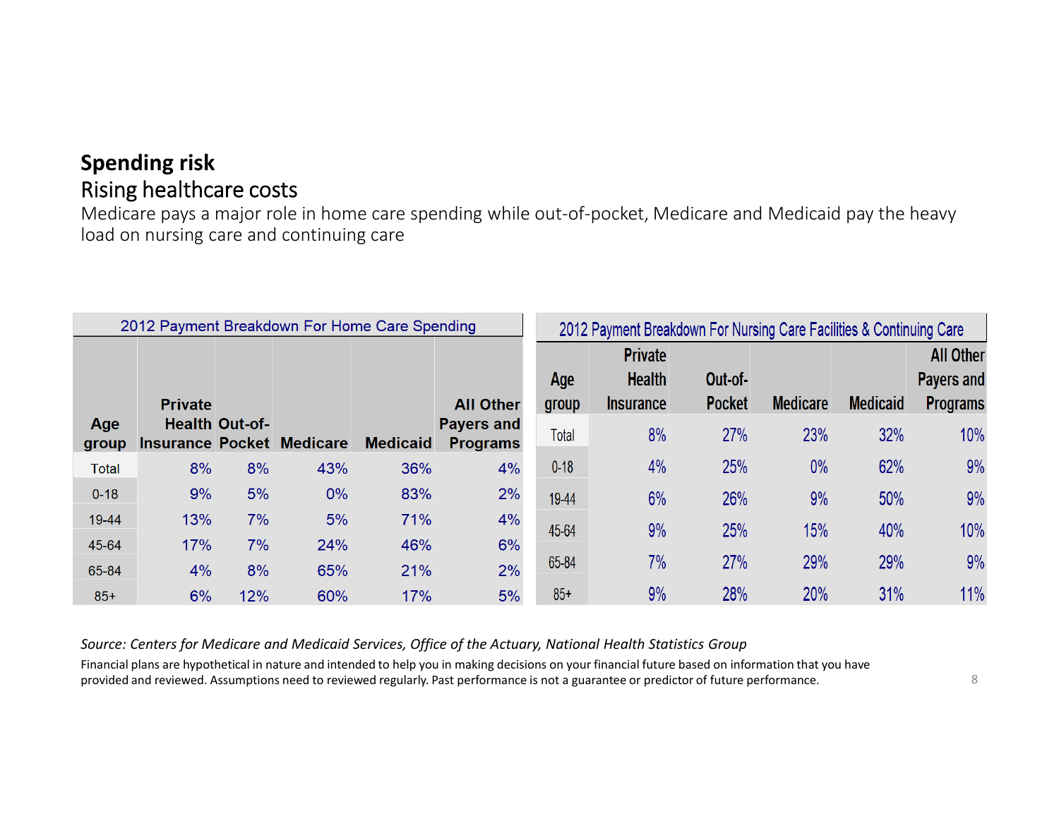## Spending risk

### Rising healthcare costs

Medicare pays a major role in home care spending while out-of-pocket, Medicare and Medicaid pay the heavy load on nursing care and continuing care

| 2012 Payment Breakdown For Home Care Spending | | | | | |
|---|---|---|---|---|---|
| Age group | Private Health Insurance | Out-of-Pocket | Medicare | Medicaid | All Other Payers and Programs |
| Total | 8% | 8% | 43% | 36% | 4% |
| 0-18 | 9% | 5% | 0% | 83% | 2% |
| 19-44 | 13% | 7% | 5% | 71% | 4% |
| 45-64 | 17% | 7% | 24% | 46% | 6% |
| 65-84 | 4% | 8% | 65% | 21% | 2% |
| 85+ | 6% | 12% | 60% | 17% | 5% |

| 2012 Payment Breakdown For Nursing Care Facilities & Continuing Care | | | | | |
|---|---|---|---|---|---|
| Age group | Private Health Insurance | Out-of-Pocket | Medicare | Medicaid | All Other Payers and Programs |
| Total | 8% | 27% | 23% | 32% | 10% |
| 0-18 | 4% | 25% | 0% | 62% | 9% |
| 19-44 | 6% | 26% | 9% | 50% | 9% |
| 45-64 | 9% | 25% | 15% | 40% | 10% |
| 65-84 | 7% | 27% | 29% | 29% | 9% |
| 85+ | 9% | 28% | 20% | 31% | 11% |

*Source: Centers for Medicare and Medicaid Services, Office of the Actuary, National Health Statistics Group*

Financial plans are hypothetical in nature and intended to help you in making decisions on your financial future based on information that you have provided and reviewed. Assumptions need to reviewed regularly. Past performance is not a guarantee or predictor of future performance.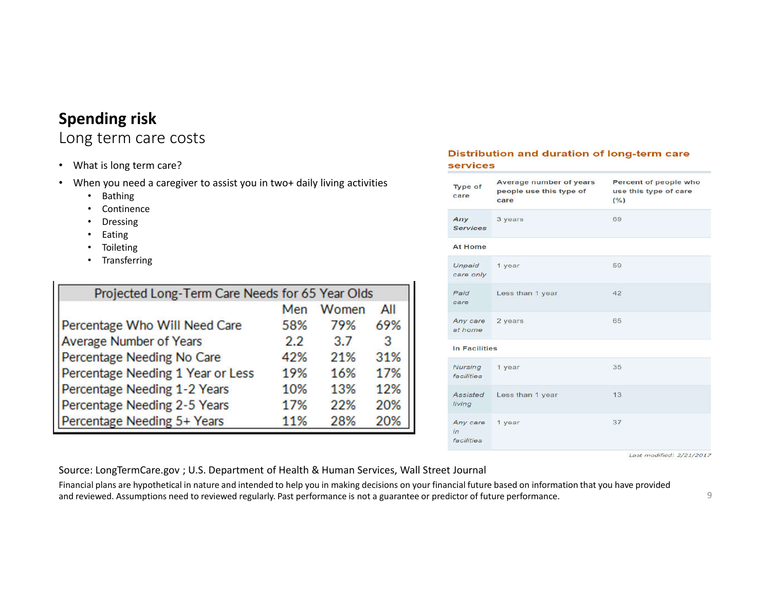# Spending risk

## Long term care costs

- What is long term care?
- When you need a caregiver to assist you in two+ daily living activities
  - Bathing
  - Continence
  - Dressing
  - Eating
  - Toileting
  - Transferring

**Projected Long-Term Care Needs for 65 Year Olds**

| | Men | Women | All |
|---|---|---|---|
| Percentage Who Will Need Care | 58% | 79% | 69% |
| Average Number of Years | 2.2 | 3.7 | 3 |
| Percentage Needing No Care | 42% | 21% | 31% |
| Percentage Needing 1 Year or Less | 19% | 16% | 17% |
| Percentage Needing 1-2 Years | 10% | 13% | 12% |
| Percentage Needing 2-5 Years | 17% | 22% | 20% |
| Percentage Needing 5+ Years | 11% | 28% | 20% |

**Distribution and duration of long-term care services**

| Type of care | Average number of years people use this type of care | Percent of people who use this type of care (%) |
|---|---|---|
| *Any Services* | 3 years | 69 |
| **At Home** | | |
| *Unpaid care only* | 1 year | 59 |
| *Paid care* | Less than 1 year | 42 |
| *Any care at home* | 2 years | 65 |
| **In Facilities** | | |
| *Nursing facilities* | 1 year | 35 |
| *Assisted living* | Less than 1 year | 13 |
| *Any care in facilities* | 1 year | 37 |

*Last modified: 2/21/2017*

Source: LongTermCare.gov ; U.S. Department of Health & Human Services, Wall Street Journal

Financial plans are hypothetical in nature and intended to help you in making decisions on your financial future based on information that you have provided and reviewed. Assumptions need to reviewed regularly. Past performance is not a guarantee or predictor of future performance.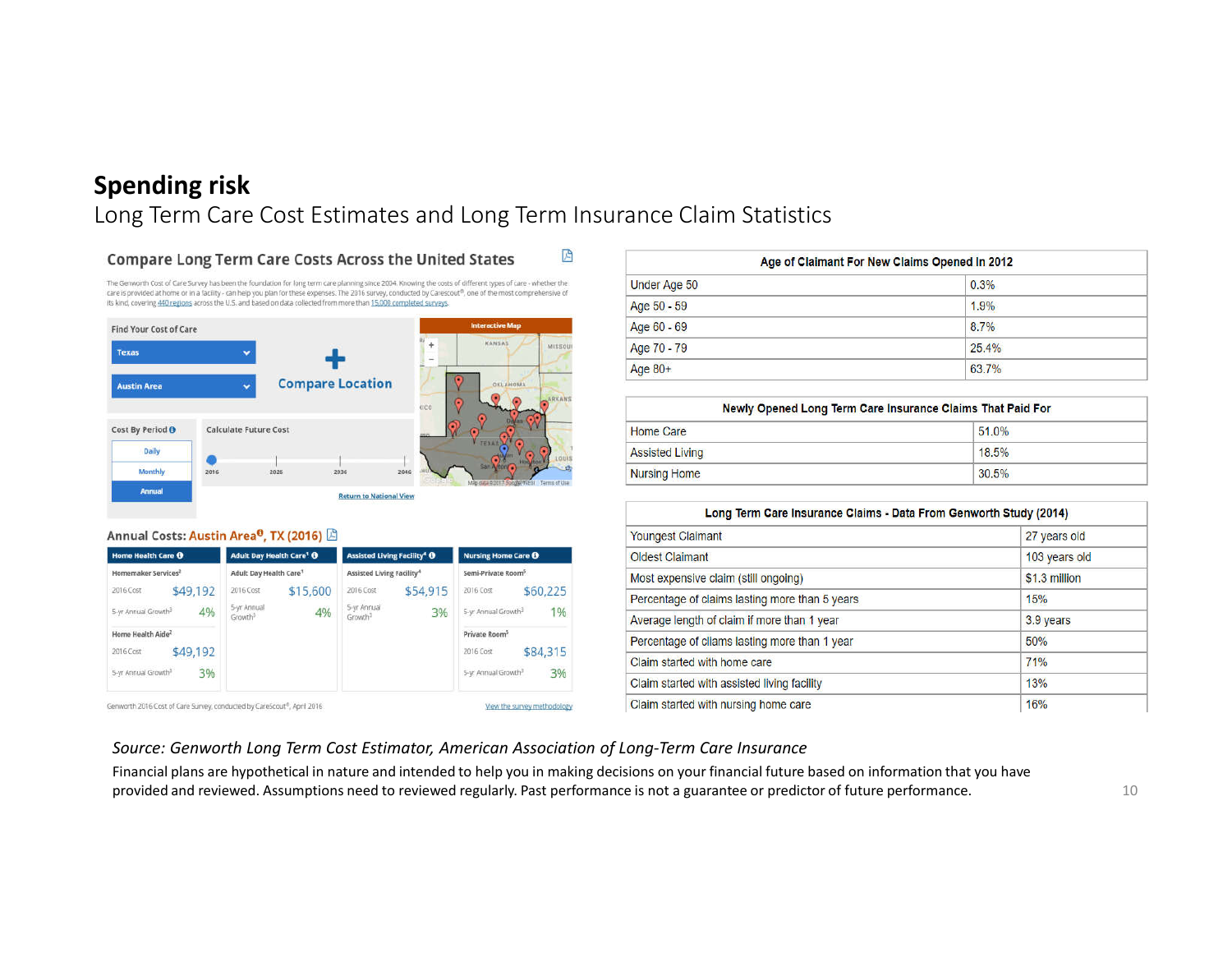# Spending risk

## Long Term Care Cost Estimates and Long Term Insurance Claim Statistics

### Compare Long Term Care Costs Across the United States

The Genworth Cost of Care Survey has been the foundation for long term care planning since 2004. Knowing the costs of different types of care - whether the care is provided at home or in a facility - can help you plan for these expenses. The 2016 survey, conducted by Carescout®, one of the most comprehensive of its kind, covering 440 regions across the U.S. and based on data collected from more than 15,000 completed surveys.

Find Your Cost of Care

Texas

Austin Area

Compare Location

Interactive Map

Cost By Period

Daily

Monthly

Annual

Calculate Future Cost

2016 2026 2036 2046

Return to National View

### Annual Costs: Austin Area[6], TX (2016)

| Home Health Care | | Adult Day Health Care[1] | | Assisted Living Facility[4] | | Nursing Home Care | |
|---|---|---|---|---|---|---|---|
| Homemaker Services[2] | | Adult Day Health Care[1] | | Assisted Living Facility[4] | | Semi-Private Room[5] | |
| 2016 Cost | $49,192 | 2016 Cost | $15,600 | 2016 Cost | $54,915 | 2016 Cost | $60,225 |
| 5-yr Annual Growth[3] | 4% | 5-yr Annual Growth[3] | 4% | 5-yr Annual Growth[3] | 3% | 5-yr Annual Growth[3] | 1% |
| Home Health Aide[2] | | | | | | Private Room[5] | |
| 2016 Cost | $49,192 | | | | | 2016 Cost | $84,315 |
| 5-yr Annual Growth[3] | 3% | | | | | 5-yr Annual Growth[3] | 3% |

Genworth 2016 Cost of Care Survey, conducted by CareScout®, April 2016

View the survey methodology

| Age of Claimant For New Claims Opened In 2012 | |
|---|---|
| Under Age 50 | 0.3% |
| Age 50 - 59 | 1.9% |
| Age 60 - 69 | 8.7% |
| Age 70 - 79 | 25.4% |
| Age 80+ | 63.7% |

| Newly Opened Long Term Care Insurance Claims That Paid For | |
|---|---|
| Home Care | 51.0% |
| Assisted Living | 18.5% |
| Nursing Home | 30.5% |

| Long Term Care Insurance Claims - Data From Genworth Study (2014) | |
|---|---|
| Youngest Claimant | 27 years old |
| Oldest Claimant | 103 years old |
| Most expensive claim (still ongoing) | $1.3 million |
| Percentage of claims lasting more than 5 years | 15% |
| Average length of claim if more than 1 year | 3.9 years |
| Percentage of cliams lasting more than 1 year | 50% |
| Claim started with home care | 71% |
| Claim started with assisted living facility | 13% |
| Claim started with nursing home care | 16% |

*Source: Genworth Long Term Cost Estimator, American Association of Long-Term Care Insurance*

Financial plans are hypothetical in nature and intended to help you in making decisions on your financial future based on information that you have provided and reviewed. Assumptions need to reviewed regularly. Past performance is not a guarantee or predictor of future performance.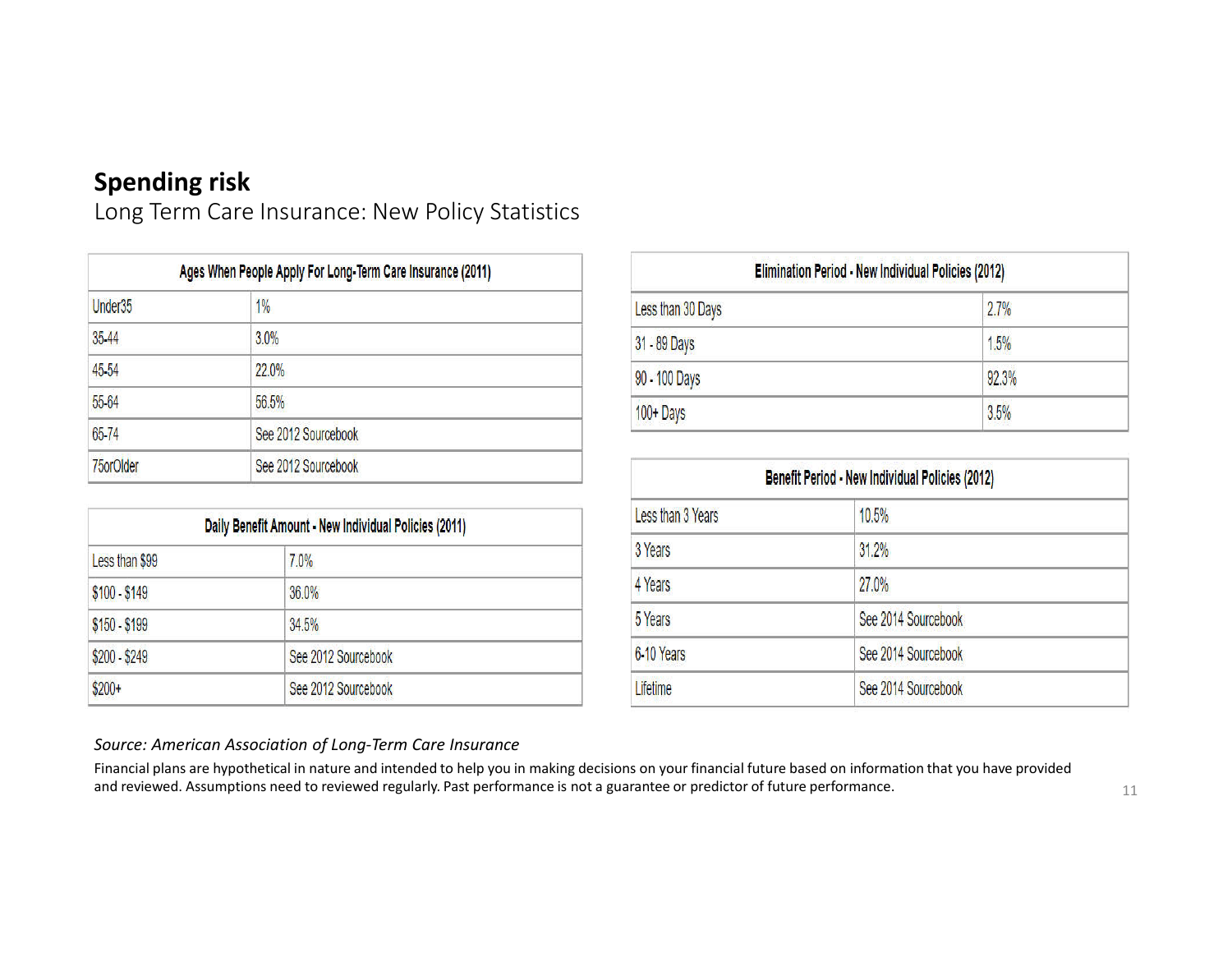# Spending risk

## Long Term Care Insurance: New Policy Statistics

| Ages When People Apply For Long-Term Care Insurance (2011) | |
|---|---|
| Under35 | 1% |
| 35-44 | 3.0% |
| 45-54 | 22.0% |
| 55-64 | 56.5% |
| 65-74 | See 2012 Sourcebook |
| 75orOlder | See 2012 Sourcebook |

| Daily Benefit Amount - New Individual Policies (2011) | |
|---|---|
| Less than $99 | 7.0% |
| $100 - $149 | 36.0% |
| $150 - $199 | 34.5% |
| $200 - $249 | See 2012 Sourcebook |
| $200+ | See 2012 Sourcebook |

| Elimination Period - New Individual Policies (2012) | |
|---|---|
| Less than 30 Days | 2.7% |
| 31 - 89 Days | 1.5% |
| 90 - 100 Days | 92.3% |
| 100+ Days | 3.5% |

| Benefit Period - New Individual Policies (2012) | |
|---|---|
| Less than 3 Years | 10.5% |
| 3 Years | 31.2% |
| 4 Years | 27.0% |
| 5 Years | See 2014 Sourcebook |
| 6-10 Years | See 2014 Sourcebook |
| Lifetime | See 2014 Sourcebook |

*Source: American Association of Long-Term Care Insurance*

Financial plans are hypothetical in nature and intended to help you in making decisions on your financial future based on information that you have provided and reviewed. Assumptions need to reviewed regularly. Past performance is not a guarantee or predictor of future performance.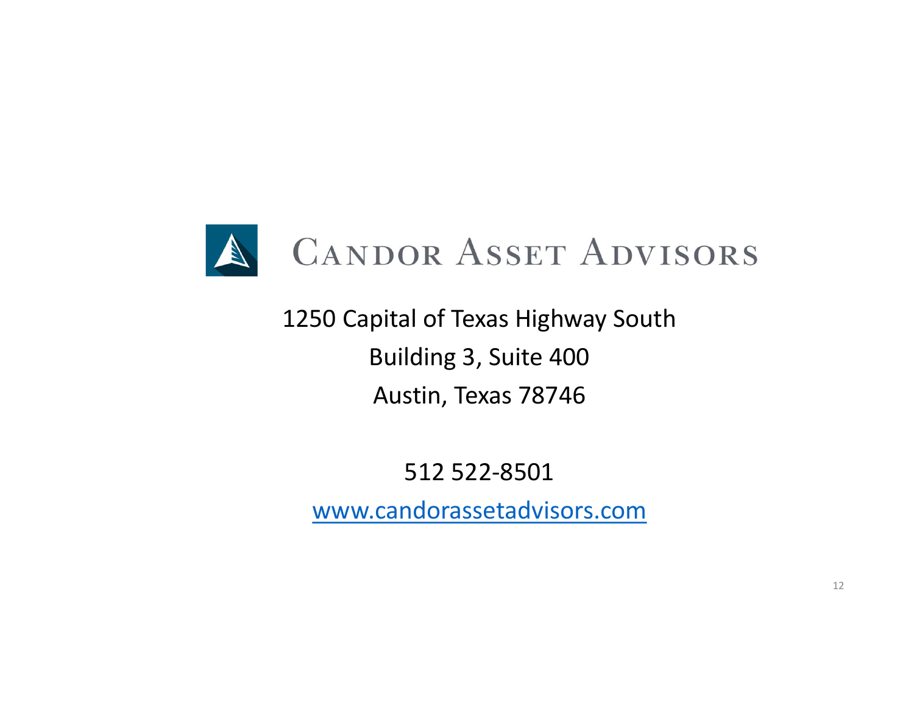# Candor Asset Advisors

1250 Capital of Texas Highway South

Building 3, Suite 400

Austin, Texas 78746

512 522-8501

www.candorassetadvisors.com